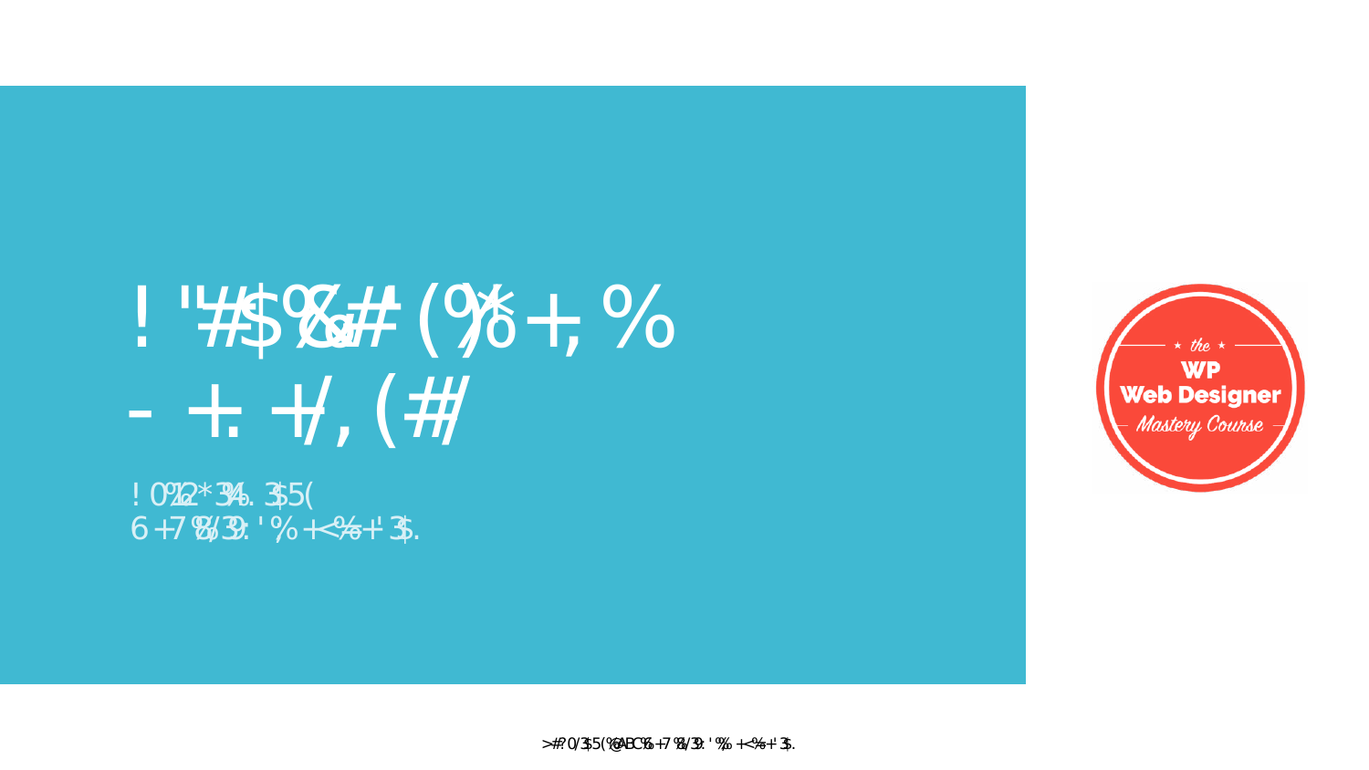the

WP

Web Designer

Mastery Course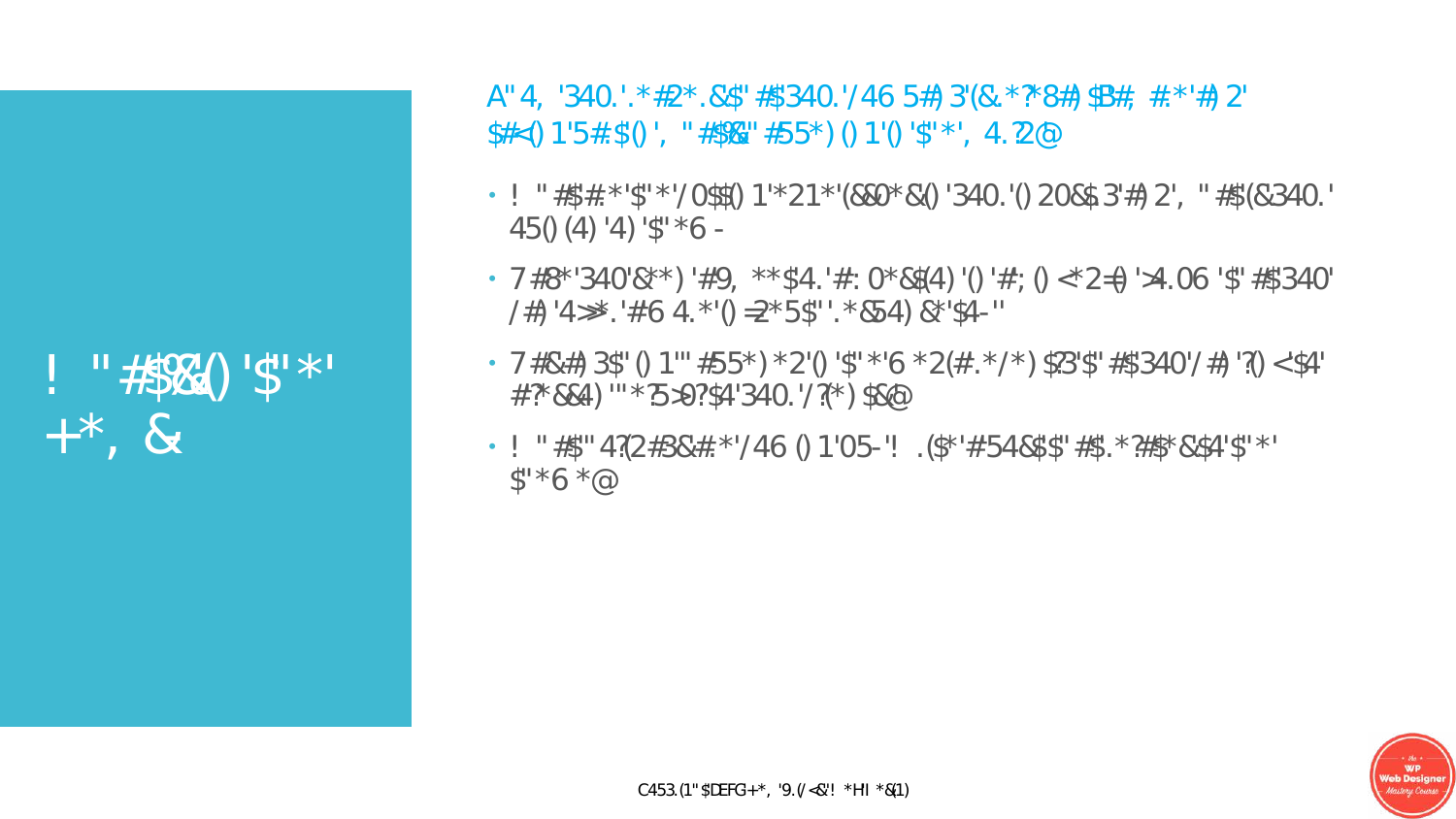# !  "#$%&() '$"*' +*, &

## A"4,  '340.'.*#2*.&$" #$340.'/46 5#) 3'(&.*?*8#) $B#,  #.*'#) 2' $#<() 1'5#.$() ',  "#$%&" #55*) () 1'() '$"*',  4.?2@

- !  "#$#.*'$"*'/0$$() 1'*21*'(&&0*&() '340.'() 20&$3'#) 2',  "#$(&340.' 45() (4) '4) '$"*6 -
- 7#8*'340'&**) '#9,  **$4.'#: 0*&$(4) '() '#; () <*2=() '>4.06 '$" #$340' /#) '4>>*.'#6 4.*'() =2*5$"'.*&54) &*'$4-"'
- 7#&#) 3$" () 1'" #55*) *2'() '$"*'6 *2(#.*/*) $?3'$" #$340'/#) '?() <'$4' #?*&&4) '"*?5>0?$4'340.'/?(*) $&@
- !  "#$" 4?(2#3&#.*'/46 () 1'05-'!  .($*'#54&$$" #$.*?#$*&$4'$"*' $"*6 *@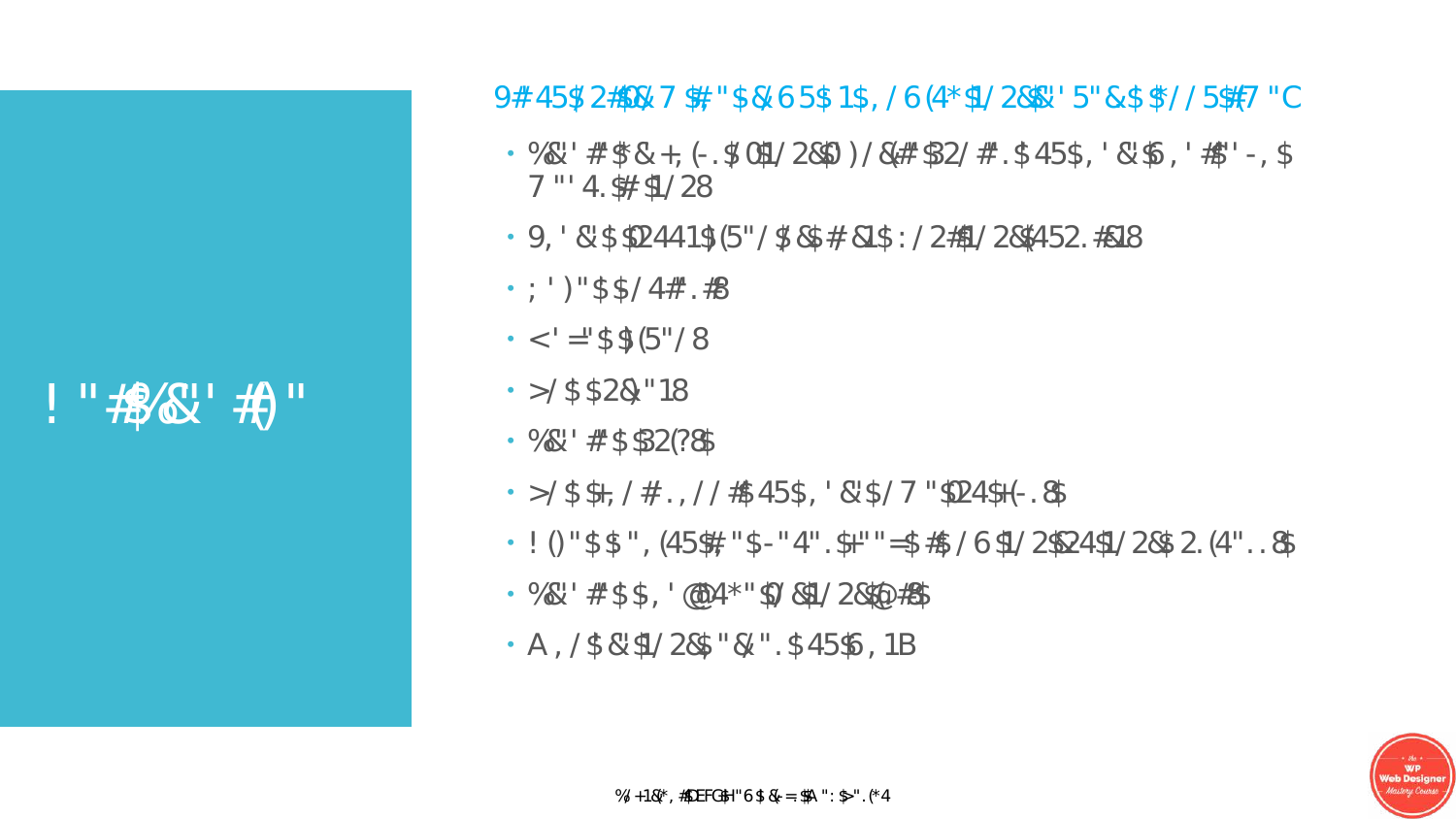! "#$%&' #()"

9# 45$ 2#0& 7 $#"$&6 5$ 1$, / 6 (4*$1/ 2&$' 5"&$ $*/ / 5$#7 "C

- %&' #*$&+, (-. $01/ 2&$0 ) / &(#*$2/ #. $45$, ' &'$6 , ' #$' -, $ 7 "' 4. $#$1/ 28
- 9, ' &'$$0241$(5"/ $&$# &1$: / 2#$1/ 2&$(452. #&18
- ; ' )"$$/ 4#. #$8
- <' ="$$(5"/ 8
- >/ $$2&"18
- %&' #*$$2(?8$
- >/ $$+, / #. , / / #$45$, ' &'$/ 7 "$0241(-. 8$
- ! ()"$$", (45$#"$-"4". $+""=$#$/ 6 $1/ 2&$241/ 2&$2. (4". . 8$
- %&' #*$$, ' @4*"$/ &$1/ 2&$@#$8$
- A , / $&'$1/ 2&$"&". $45$6 , 1B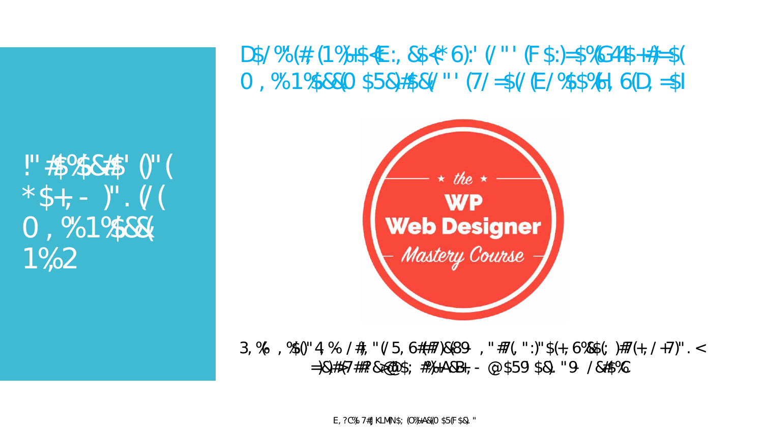★ the ★

**WP**

**Web Designer**

*Mastery Course*